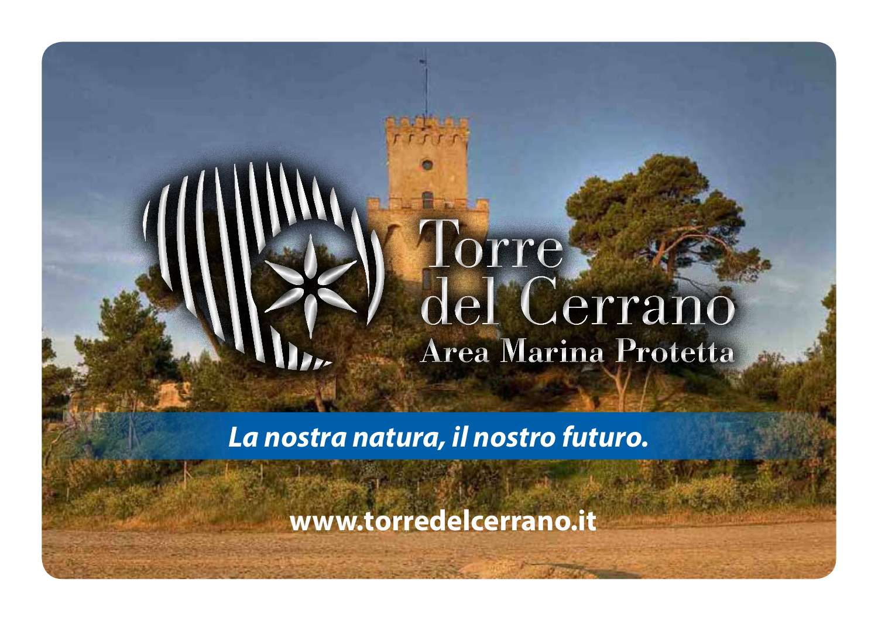# Torre del Cerrano

## Area Marina Protetta

*La nostra natura, il nostro futuro.*

**www.torredelcerrano.it**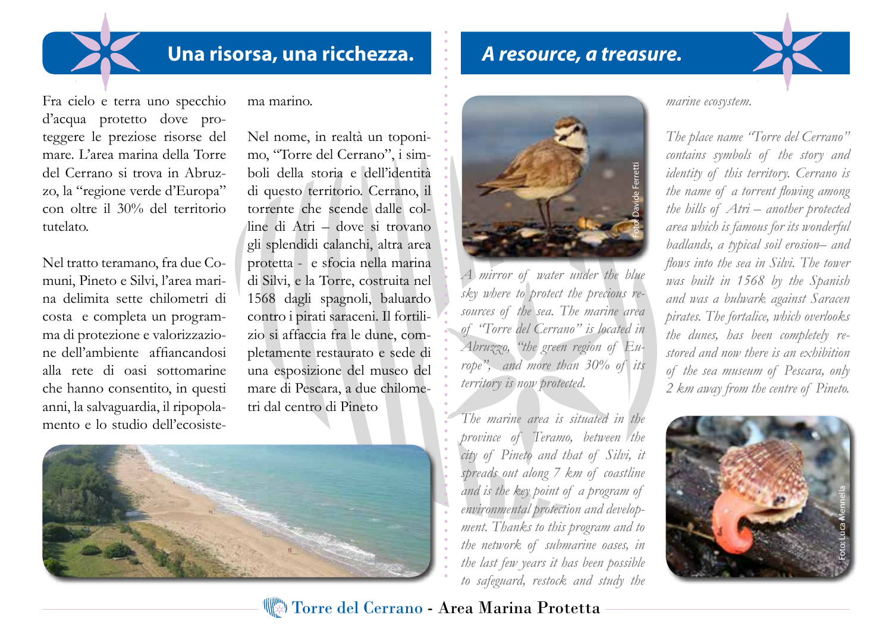## Una risorsa, una ricchezza.

Fra cielo e terra uno specchio d'acqua protetto dove proteggere le preziose risorse del mare. L'area marina della Torre del Cerrano si trova in Abruzzo, la "regione verde d'Europa" con oltre il 30% del territorio tutelato.

Nel tratto teramano, fra due Comuni, Pineto e Silvi, l'area marina delimita sette chilometri di costa e completa un programma di protezione e valorizzazione dell'ambiente affiancandosi alla rete di oasi sottomarine che hanno consentito, in questi anni, la salvaguardia, il ripopolamento e lo studio dell'ecosistema marino.

Nel nome, in realtà un toponimo, "Torre del Cerrano", i simboli della storia e dell'identità di questo territorio. Cerrano, il torrente che scende dalle colline di Atri – dove si trovano gli splendidi calanchi, altra area protetta - e sfocia nella marina di Silvi, e la Torre, costruita nel 1568 dagli spagnoli, baluardo contro i pirati saraceni. Il fortilizio si affaccia fra le dune, completamente restaurato e sede di una esposizione del museo del mare di Pescara, a due chilometri dal centro di Pineto

## *A resource, a treasure.*

Foto: Davide Ferretti

*A mirror of water under the blue sky where to protect the precious resources of the sea. The marine area of "Torre del Cerrano" is located in Abruzzo, "the green region of Europe", and more than 30% of its territory is now protected.*

*The marine area is situated in the province of Teramo, between the city of Pineto and that of Silvi, it spreads out along 7 km of coastline and is the key point of a program of environmental protection and development. Thanks to this program and to the network of submarine oases, in the last few years it has been possible to safeguard, restock and study the marine ecosystem.*

*The place name "Torre del Cerrano" contains symbols of the story and identity of this territory. Cerrano is the name of a torrent flowing among the hills of Atri – another protected area which is famous for its wonderful badlands, a typical soil erosion– and flows into the sea in Silvi. The tower was built in 1568 by the Spanish and was a bulwark against Saracen pirates. The fortalice, which overlooks the dunes, has been completely restored and now there is an exhibition of the sea museum of Pescara, only 2 km away from the centre of Pineto.*

Foto: Luca Mennella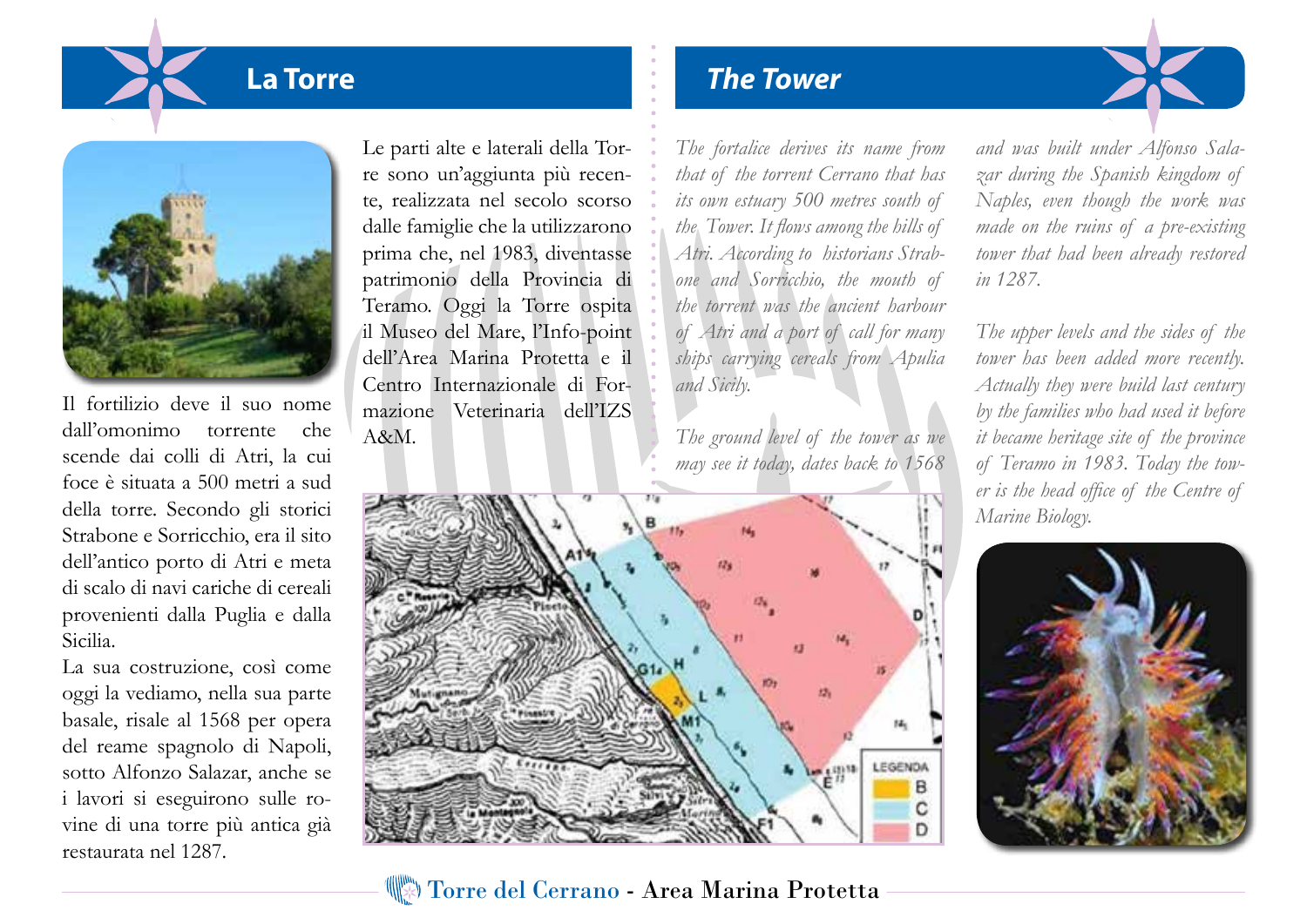# La Torre

Il fortilizio deve il suo nome dall'omonimo torrente che scende dai colli di Atri, la cui foce è situata a 500 metri a sud della torre. Secondo gli storici Strabone e Sorricchio, era il sito dell'antico porto di Atri e meta di scalo di navi cariche di cereali provenienti dalla Puglia e dalla Sicilia.

La sua costruzione, così come oggi la vediamo, nella sua parte basale, risale al 1568 per opera del reame spagnolo di Napoli, sotto Alfonzo Salazar, anche se i lavori si eseguirono sulle rovine di una torre più antica già restaurata nel 1287.

Le parti alte e laterali della Torre sono un'aggiunta più recente, realizzata nel secolo scorso dalle famiglie che la utilizzarono prima che, nel 1983, diventasse patrimonio della Provincia di Teramo. Oggi la Torre ospita il Museo del Mare, l'Info-point dell'Area Marina Protetta e il Centro Internazionale di Formazione Veterinaria dell'IZS A&M.

# The Tower

*The fortalice derives its name from that of the torrent Cerrano that has its own estuary 500 metres south of the Tower. It flows among the hills of Atri. According to historians Strabone and Sorricchio, the mouth of the torrent was the ancient harbour of Atri and a port of call for many ships carrying cereals from Apulia and Sicily.*

*The ground level of the tower as we may see it today, dates back to 1568 and was built under Alfonso Salazar during the Spanish kingdom of Naples, even though the work was made on the ruins of a pre-existing tower that had been already restored in 1287.*

*The upper levels and the sides of the tower has been added more recently. Actually they were build last century by the families who had used it before it became heritage site of the province of Teramo in 1983. Today the tower is the head office of the Centre of Marine Biology.*

LEGENDA
- B
- C
- D

Torre del Cerrano - Area Marina Protetta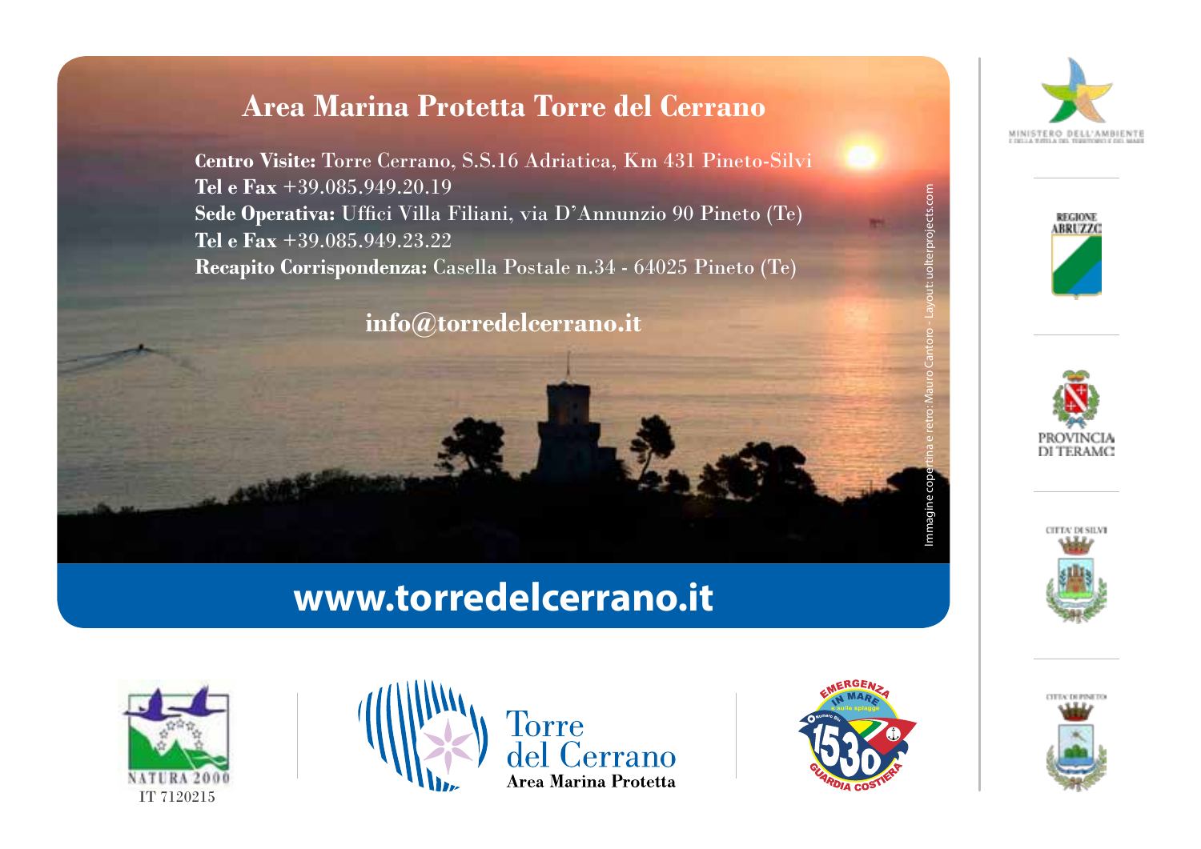# Area Marina Protetta Torre del Cerrano

**Centro Visite:** Torre Cerrano, S.S.16 Adriatica, Km 431 Pineto-Silvi
**Tel e Fax** +39.085.949.20.19
**Sede Operativa:** Uffici Villa Filiani, via D'Annunzio 90 Pineto (Te)
**Tel e Fax** +39.085.949.23.22
**Recapito Corrispondenza:** Casella Postale n.34 - 64025 Pineto (Te)

**info@torredelcerrano.it**

Immagine copertina e retro: Mauro Cantoro - Layout: uolterprojects.com

## www.torredelcerrano.it

NATURA 2000
IT 7120215

Torre del Cerrano
Area Marina Protetta

EMERGENZA IN MARE e sulle spiagge
Numero Blu 1530
GUARDIA COSTIERA

MINISTERO DELL'AMBIENTE E DELLA TUTELA DEL TERRITORIO E DEL MARE

REGIONE ABRUZZO

PROVINCIA DI TERAMO

CITTA' DI SILVI

CITTA' DI PINETO